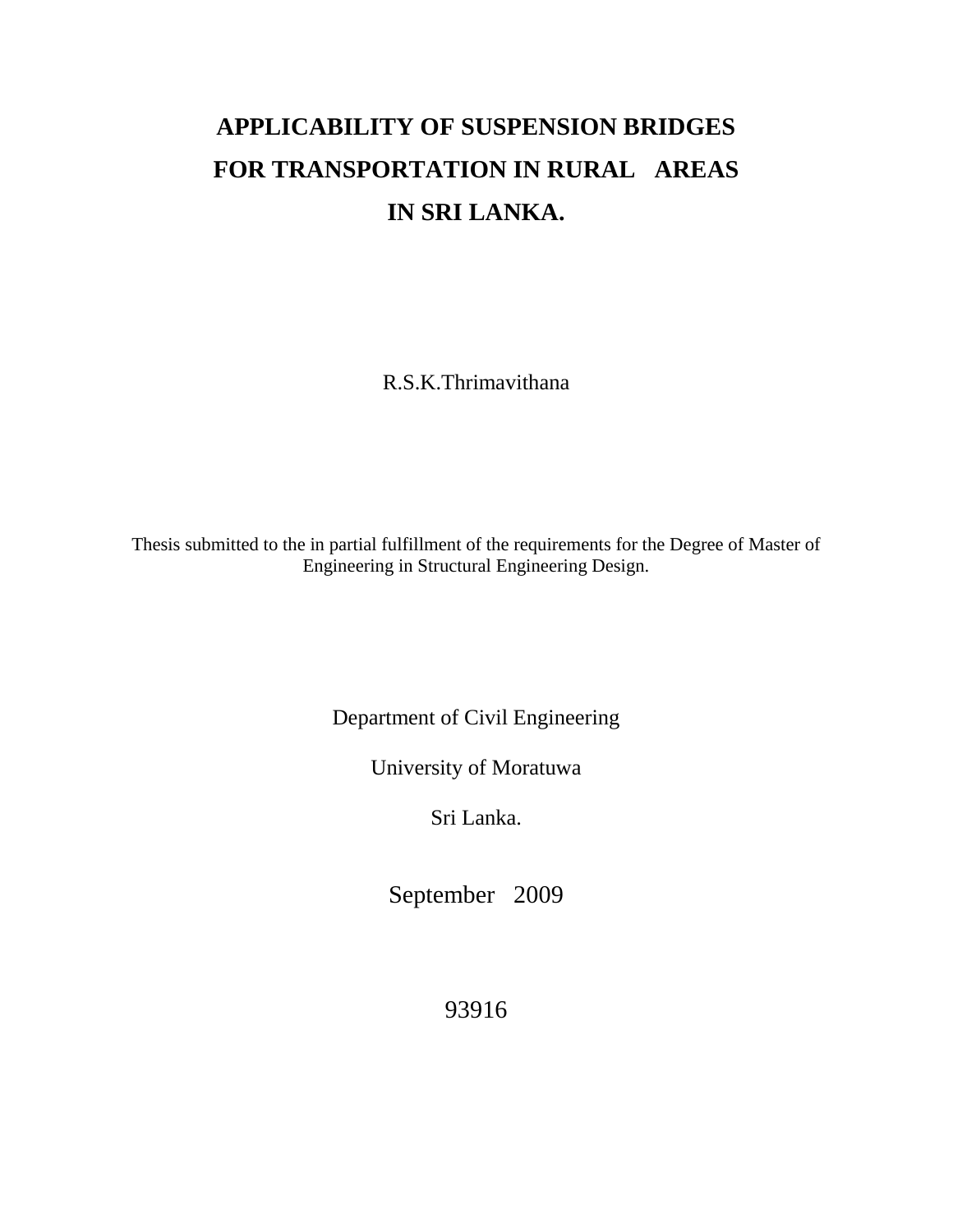# APPLICABILITY OF SUSPENSION BRIDGES FOR TRANSPORTATION IN RURAL AREAS IN SRI LANKA.

R.S.K.Thrimavithana

Thesis submitted to the in partial fulfillment of the requirements for the Degree of Master of Engineering in Structural Engineering Design.

Department of Civil Engineering

University of Moratuwa

Sri Lanka.

September 2009

93916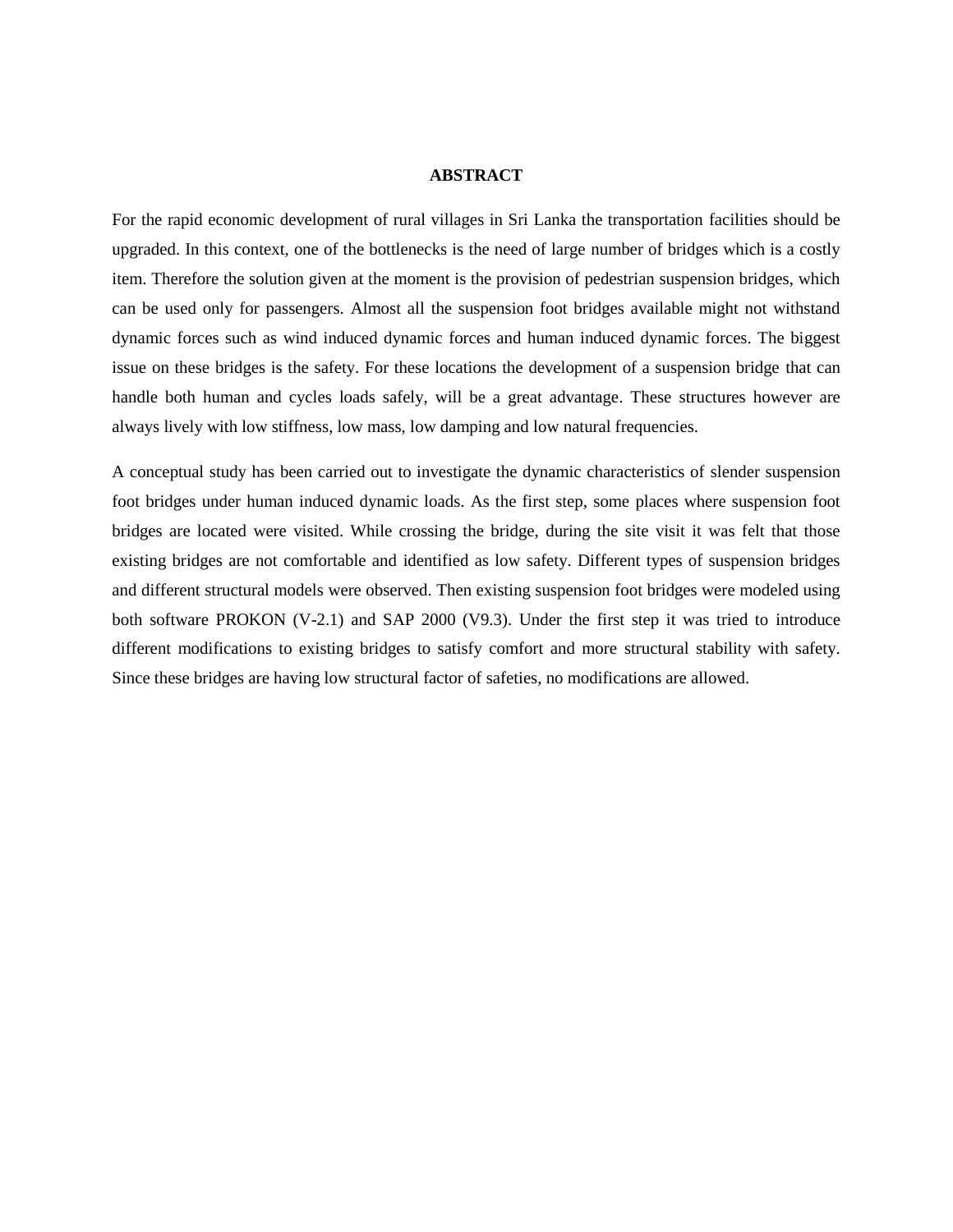# ABSTRACT

For the rapid economic development of rural villages in Sri Lanka the transportation facilities should be upgraded. In this context, one of the bottlenecks is the need of large number of bridges which is a costly item. Therefore the solution given at the moment is the provision of pedestrian suspension bridges, which can be used only for passengers. Almost all the suspension foot bridges available might not withstand dynamic forces such as wind induced dynamic forces and human induced dynamic forces. The biggest issue on these bridges is the safety. For these locations the development of a suspension bridge that can handle both human and cycles loads safely, will be a great advantage. These structures however are always lively with low stiffness, low mass, low damping and low natural frequencies.

A conceptual study has been carried out to investigate the dynamic characteristics of slender suspension foot bridges under human induced dynamic loads. As the first step, some places where suspension foot bridges are located were visited. While crossing the bridge, during the site visit it was felt that those existing bridges are not comfortable and identified as low safety. Different types of suspension bridges and different structural models were observed. Then existing suspension foot bridges were modeled using both software PROKON (V-2.1) and SAP 2000 (V9.3). Under the first step it was tried to introduce different modifications to existing bridges to satisfy comfort and more structural stability with safety. Since these bridges are having low structural factor of safeties, no modifications are allowed.